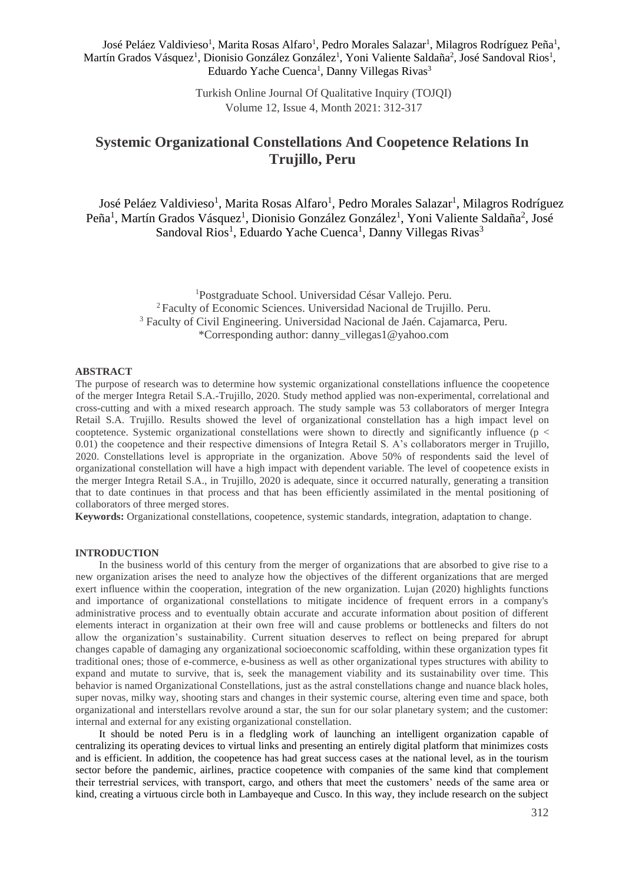# Systemic Organizational Constellations And Coopetence Relations In Trujillo, Peru

José Peláez Valdivieso[1], Marita Rosas Alfaro[1], Pedro Morales Salazar[1], Milagros Rodríguez Peña[1], Martín Grados Vásquez[1], Dionisio González González[1], Yoni Valiente Saldaña[2], José Sandoval Rios[1], Eduardo Yache Cuenca[1], Danny Villegas Rivas[3]

[1]Postgraduate School. Universidad César Vallejo. Peru.
[2] Faculty of Economic Sciences. Universidad Nacional de Trujillo. Peru.
[3] Faculty of Civil Engineering. Universidad Nacional de Jaén. Cajamarca, Peru.
*Corresponding author: danny_villegas1@yahoo.com

## ABSTRACT

The purpose of research was to determine how systemic organizational constellations influence the coopetence of the merger Integra Retail S.A.-Trujillo, 2020. Study method applied was non-experimental, correlational and cross-cutting and with a mixed research approach. The study sample was 53 collaborators of merger Integra Retail S.A. Trujillo. Results showed the level of organizational constellation has a high impact level on cooptetence. Systemic organizational constellations were shown to directly and significantly influence ($p < 0.01$) the coopetence and their respective dimensions of Integra Retail S. A's collaborators merger in Trujillo, 2020. Constellations level is appropriate in the organization. Above 50% of respondents said the level of organizational constellation will have a high impact with dependent variable. The level of coopetence exists in the merger Integra Retail S.A., in Trujillo, 2020 is adequate, since it occurred naturally, generating a transition that to date continues in that process and that has been efficiently assimilated in the mental positioning of collaborators of three merged stores.

**Keywords:** Organizational constellations, coopetence, systemic standards, integration, adaptation to change.

## INTRODUCTION

In the business world of this century from the merger of organizations that are absorbed to give rise to a new organization arises the need to analyze how the objectives of the different organizations that are merged exert influence within the cooperation, integration of the new organization. Lujan (2020) highlights functions and importance of organizational constellations to mitigate incidence of frequent errors in a company's administrative process and to eventually obtain accurate and accurate information about position of different elements interact in organization at their own free will and cause problems or bottlenecks and filters do not allow the organization's sustainability. Current situation deserves to reflect on being prepared for abrupt changes capable of damaging any organizational socioeconomic scaffolding, within these organization types fit traditional ones; those of e-commerce, e-business as well as other organizational types structures with ability to expand and mutate to survive, that is, seek the management viability and its sustainability over time. This behavior is named Organizational Constellations, just as the astral constellations change and nuance black holes, super novas, milky way, shooting stars and changes in their systemic course, altering even time and space, both organizational and interstellars revolve around a star, the sun for our solar planetary system; and the customer: internal and external for any existing organizational constellation.

It should be noted Peru is in a fledgling work of launching an intelligent organization capable of centralizing its operating devices to virtual links and presenting an entirely digital platform that minimizes costs and is efficient. In addition, the coopetence has had great success cases at the national level, as in the tourism sector before the pandemic, airlines, practice coopetence with companies of the same kind that complement their terrestrial services, with transport, cargo, and others that meet the customers' needs of the same area or kind, creating a virtuous circle both in Lambayeque and Cusco. In this way, they include research on the subject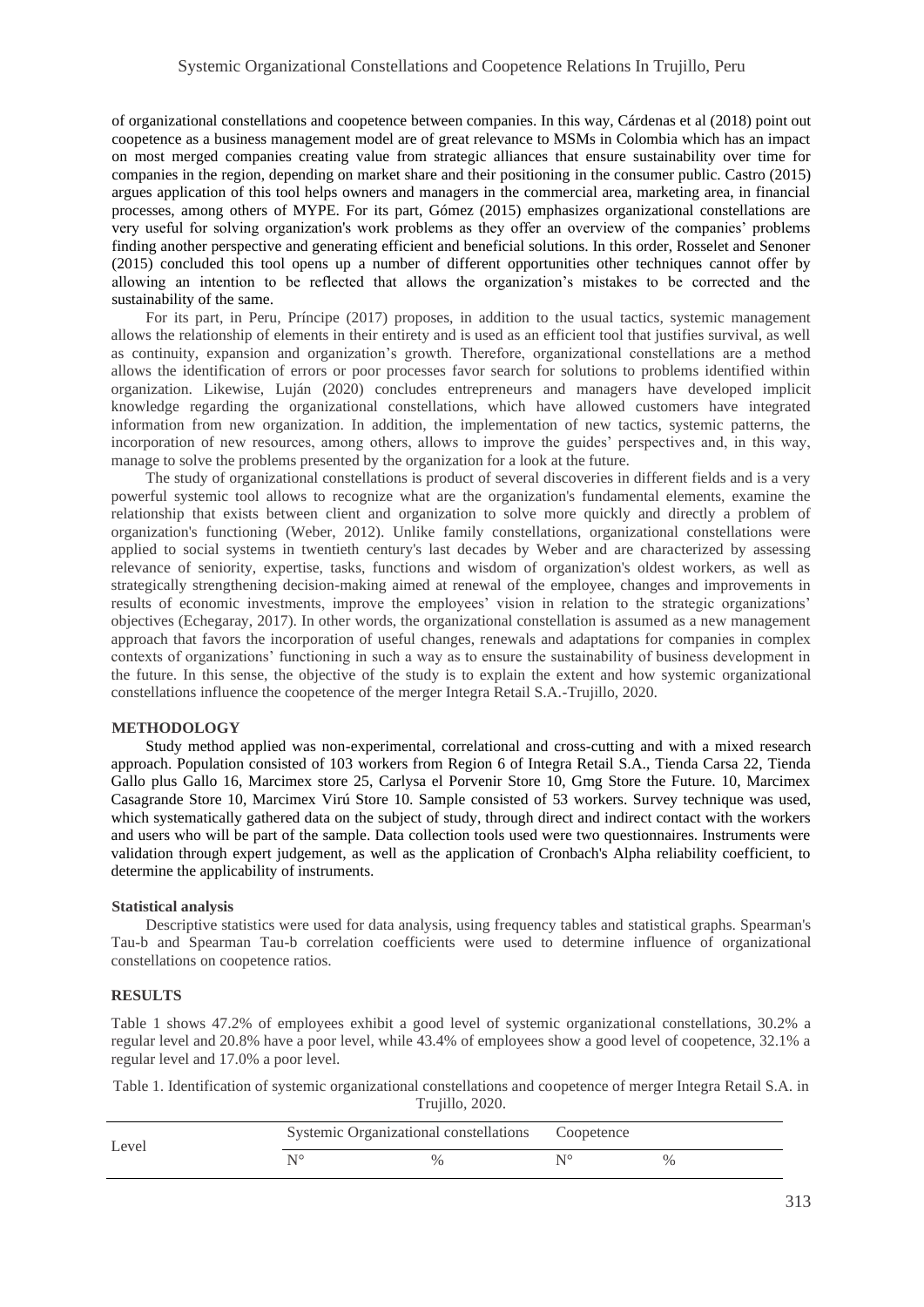of organizational constellations and coopetence between companies. In this way, Cárdenas et al (2018) point out coopetence as a business management model are of great relevance to MSMs in Colombia which has an impact on most merged companies creating value from strategic alliances that ensure sustainability over time for companies in the region, depending on market share and their positioning in the consumer public. Castro (2015) argues application of this tool helps owners and managers in the commercial area, marketing area, in financial processes, among others of MYPE. For its part, Gómez (2015) emphasizes organizational constellations are very useful for solving organization's work problems as they offer an overview of the companies' problems finding another perspective and generating efficient and beneficial solutions. In this order, Rosselet and Senoner (2015) concluded this tool opens up a number of different opportunities other techniques cannot offer by allowing an intention to be reflected that allows the organization's mistakes to be corrected and the sustainability of the same.

For its part, in Peru, Príncipe (2017) proposes, in addition to the usual tactics, systemic management allows the relationship of elements in their entirety and is used as an efficient tool that justifies survival, as well as continuity, expansion and organization's growth. Therefore, organizational constellations are a method allows the identification of errors or poor processes favor search for solutions to problems identified within organization. Likewise, Luján (2020) concludes entrepreneurs and managers have developed implicit knowledge regarding the organizational constellations, which have allowed customers have integrated information from new organization. In addition, the implementation of new tactics, systemic patterns, the incorporation of new resources, among others, allows to improve the guides' perspectives and, in this way, manage to solve the problems presented by the organization for a look at the future.

The study of organizational constellations is product of several discoveries in different fields and is a very powerful systemic tool allows to recognize what are the organization's fundamental elements, examine the relationship that exists between client and organization to solve more quickly and directly a problem of organization's functioning (Weber, 2012). Unlike family constellations, organizational constellations were applied to social systems in twentieth century's last decades by Weber and are characterized by assessing relevance of seniority, expertise, tasks, functions and wisdom of organization's oldest workers, as well as strategically strengthening decision-making aimed at renewal of the employee, changes and improvements in results of economic investments, improve the employees' vision in relation to the strategic organizations' objectives (Echegaray, 2017). In other words, the organizational constellation is assumed as a new management approach that favors the incorporation of useful changes, renewals and adaptations for companies in complex contexts of organizations' functioning in such a way as to ensure the sustainability of business development in the future. In this sense, the objective of the study is to explain the extent and how systemic organizational constellations influence the coopetence of the merger Integra Retail S.A.-Trujillo, 2020.

## METHODOLOGY

Study method applied was non-experimental, correlational and cross-cutting and with a mixed research approach. Population consisted of 103 workers from Region 6 of Integra Retail S.A., Tienda Carsa 22, Tienda Gallo plus Gallo 16, Marcimex store 25, Carlysa el Porvenir Store 10, Gmg Store the Future. 10, Marcimex Casagrande Store 10, Marcimex Virú Store 10. Sample consisted of 53 workers. Survey technique was used, which systematically gathered data on the subject of study, through direct and indirect contact with the workers and users who will be part of the sample. Data collection tools used were two questionnaires. Instruments were validation through expert judgement, as well as the application of Cronbach's Alpha reliability coefficient, to determine the applicability of instruments.

### Statistical analysis

Descriptive statistics were used for data analysis, using frequency tables and statistical graphs. Spearman's Tau-b and Spearman Tau-b correlation coefficients were used to determine influence of organizational constellations on coopetence ratios.

## RESULTS

Table 1 shows 47.2% of employees exhibit a good level of systemic organizational constellations, 30.2% a regular level and 20.8% have a poor level, while 43.4% of employees show a good level of coopetence, 32.1% a regular level and 17.0% a poor level.

Table 1. Identification of systemic organizational constellations and coopetence of merger Integra Retail S.A. in Trujillo, 2020.

| Level | Systemic Organizational constellations | | Coopetence | |
|---|---|---|---|---|
| | N° | % | N° | % |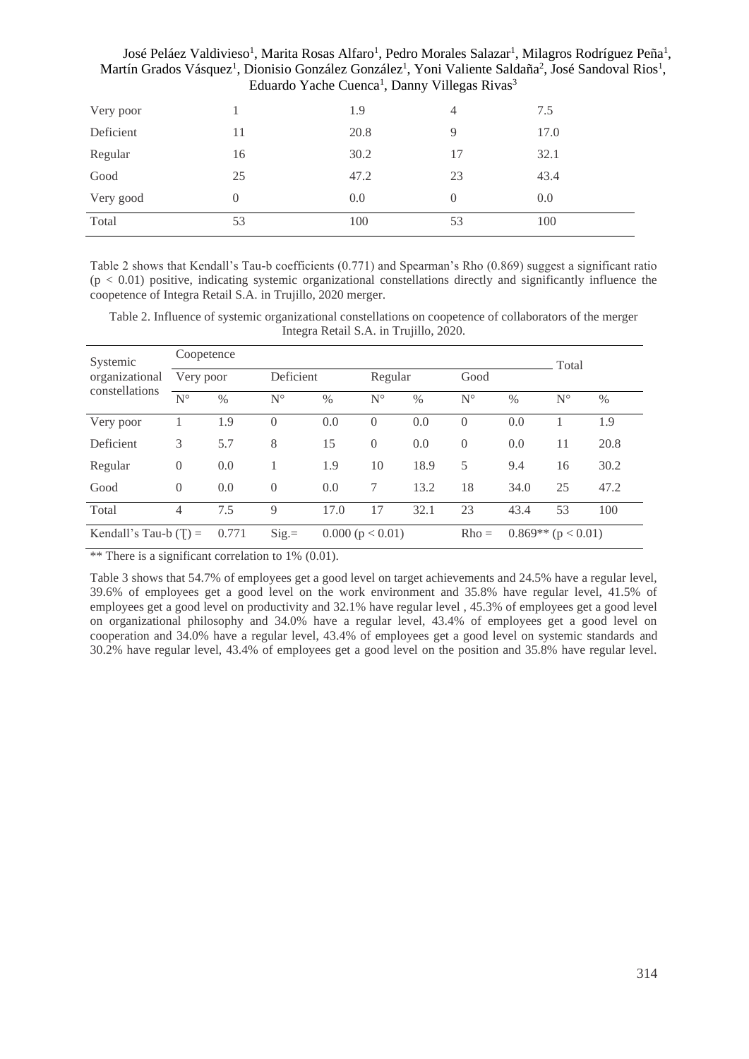| Very poor | 1 | 1.9 | 4 | 7.5 |
|---|---|---|---|---|
| Deficient | 11 | 20.8 | 9 | 17.0 |
| Regular | 16 | 30.2 | 17 | 32.1 |
| Good | 25 | 47.2 | 23 | 43.4 |
| Very good | 0 | 0.0 | 0 | 0.0 |
| Total | 53 | 100 | 53 | 100 |

Table 2 shows that Kendall's Tau-b coefficients (0.771) and Spearman's Rho (0.869) suggest a significant ratio ($p < 0.01$) positive, indicating systemic organizational constellations directly and significantly influence the coopetence of Integra Retail S.A. in Trujillo, 2020 merger.

Table 2. Influence of systemic organizational constellations on coopetence of collaborators of the merger Integra Retail S.A. in Trujillo, 2020.

| Systemic organizational constellations | Coopetence | | | | | | | | Total | |
|---|---|---|---|---|---|---|---|---|---|---|
| | Very poor | | Deficient | | Regular | | Good | | | |
| | N° | % | N° | % | N° | % | N° | % | N° | % |
| Very poor | 1 | 1.9 | 0 | 0.0 | 0 | 0.0 | 0 | 0.0 | 1 | 1.9 |
| Deficient | 3 | 5.7 | 8 | 15 | 0 | 0.0 | 0 | 0.0 | 11 | 20.8 |
| Regular | 0 | 0.0 | 1 | 1.9 | 10 | 18.9 | 5 | 9.4 | 16 | 30.2 |
| Good | 0 | 0.0 | 0 | 0.0 | 7 | 13.2 | 18 | 34.0 | 25 | 47.2 |
| Total | 4 | 7.5 | 9 | 17.0 | 17 | 32.1 | 23 | 43.4 | 53 | 100 |
| Kendall's Tau-b (Ʈ) = | 0.771 | Sig.= | 0.000 ($p < 0.01$) | | | | Rho = | 0.869** ($p < 0.01$) | | |

** There is a significant correlation to 1% (0.01).

Table 3 shows that 54.7% of employees get a good level on target achievements and 24.5% have a regular level, 39.6% of employees get a good level on the work environment and 35.8% have regular level, 41.5% of employees get a good level on productivity and 32.1% have regular level , 45.3% of employees get a good level on organizational philosophy and 34.0% have a regular level, 43.4% of employees get a good level on cooperation and 34.0% have a regular level, 43.4% of employees get a good level on systemic standards and 30.2% have regular level, 43.4% of employees get a good level on the position and 35.8% have regular level.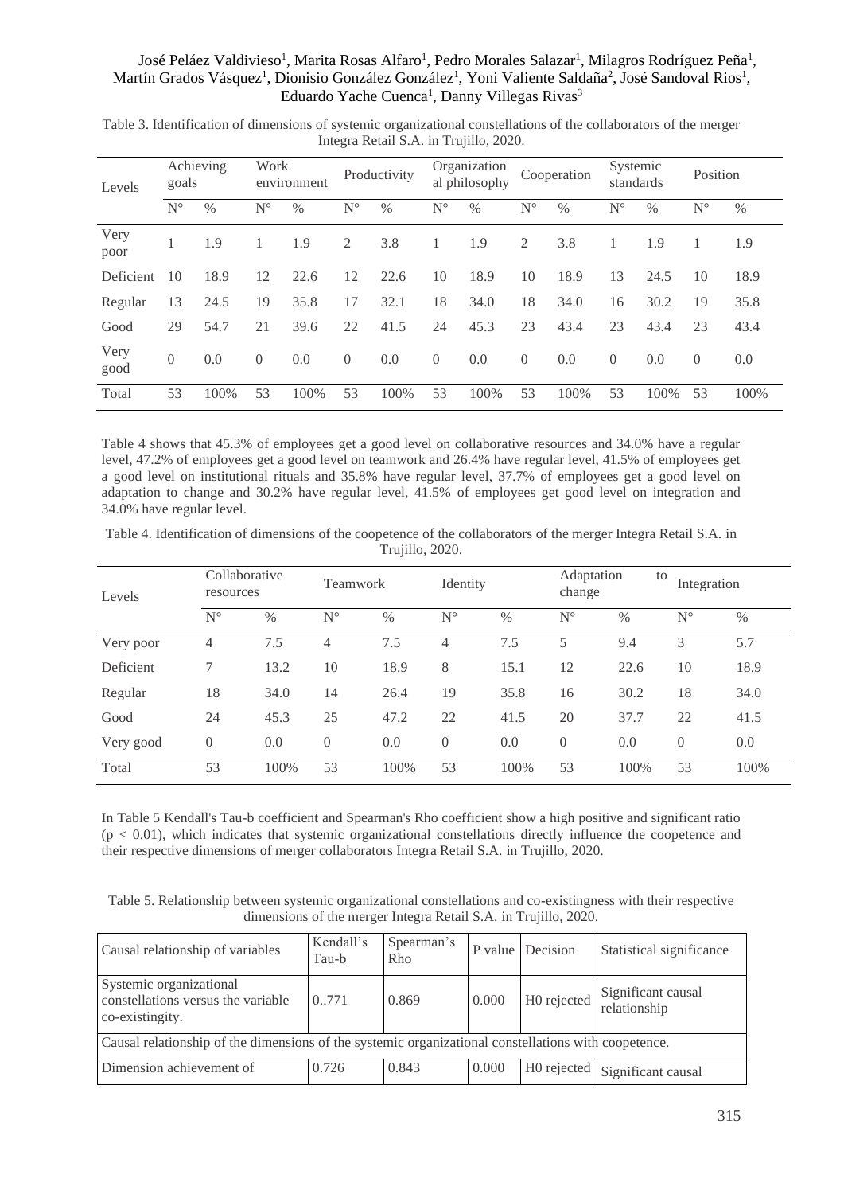Table 3. Identification of dimensions of systemic organizational constellations of the collaborators of the merger Integra Retail S.A. in Trujillo, 2020.

| Levels | Achieving goals | | Work environment | | Productivity | | Organizational philosophy | | Cooperation | | Systemic standards | | Position | |
|---|---|---|---|---|---|---|---|---|---|---|---|---|---|---|
| | N° | % | N° | % | N° | % | N° | % | N° | % | N° | % | N° | % |
| Very poor | 1 | 1.9 | 1 | 1.9 | 2 | 3.8 | 1 | 1.9 | 2 | 3.8 | 1 | 1.9 | 1 | 1.9 |
| Deficient | 10 | 18.9 | 12 | 22.6 | 12 | 22.6 | 10 | 18.9 | 10 | 18.9 | 13 | 24.5 | 10 | 18.9 |
| Regular | 13 | 24.5 | 19 | 35.8 | 17 | 32.1 | 18 | 34.0 | 18 | 34.0 | 16 | 30.2 | 19 | 35.8 |
| Good | 29 | 54.7 | 21 | 39.6 | 22 | 41.5 | 24 | 45.3 | 23 | 43.4 | 23 | 43.4 | 23 | 43.4 |
| Very good | 0 | 0.0 | 0 | 0.0 | 0 | 0.0 | 0 | 0.0 | 0 | 0.0 | 0 | 0.0 | 0 | 0.0 |
| Total | 53 | 100% | 53 | 100% | 53 | 100% | 53 | 100% | 53 | 100% | 53 | 100% | 53 | 100% |

Table 4 shows that 45.3% of employees get a good level on collaborative resources and 34.0% have a regular level, 47.2% of employees get a good level on teamwork and 26.4% have regular level, 41.5% of employees get a good level on institutional rituals and 35.8% have regular level, 37.7% of employees get a good level on adaptation to change and 30.2% have regular level, 41.5% of employees get good level on integration and 34.0% have regular level.

Table 4. Identification of dimensions of the coopetence of the collaborators of the merger Integra Retail S.A. in Trujillo, 2020.

| Levels | Collaborative resources | | Teamwork | | Identity | | Adaptation to change | | Integration | |
|---|---|---|---|---|---|---|---|---|---|---|
| | N° | % | N° | % | N° | % | N° | % | N° | % |
| Very poor | 4 | 7.5 | 4 | 7.5 | 4 | 7.5 | 5 | 9.4 | 3 | 5.7 |
| Deficient | 7 | 13.2 | 10 | 18.9 | 8 | 15.1 | 12 | 22.6 | 10 | 18.9 |
| Regular | 18 | 34.0 | 14 | 26.4 | 19 | 35.8 | 16 | 30.2 | 18 | 34.0 |
| Good | 24 | 45.3 | 25 | 47.2 | 22 | 41.5 | 20 | 37.7 | 22 | 41.5 |
| Very good | 0 | 0.0 | 0 | 0.0 | 0 | 0.0 | 0 | 0.0 | 0 | 0.0 |
| Total | 53 | 100% | 53 | 100% | 53 | 100% | 53 | 100% | 53 | 100% |

In Table 5 Kendall's Tau-b coefficient and Spearman's Rho coefficient show a high positive and significant ratio ($p < 0.01$), which indicates that systemic organizational constellations directly influence the coopetence and their respective dimensions of merger collaborators Integra Retail S.A. in Trujillo, 2020.

Table 5. Relationship between systemic organizational constellations and co-existingness with their respective dimensions of the merger Integra Retail S.A. in Trujillo, 2020.

| Causal relationship of variables | Kendall's Tau-b | Spearman's Rho | P value | Decision | Statistical significance |
|---|---|---|---|---|---|
| Systemic organizational constellations versus the variable co-existingity. | 0..771 | 0.869 | 0.000 | H0 rejected | Significant causal relationship |
| Causal relationship of the dimensions of the systemic organizational constellations with coopetence. | | | | | |
| Dimension achievement of | 0.726 | 0.843 | 0.000 | H0 rejected | Significant causal |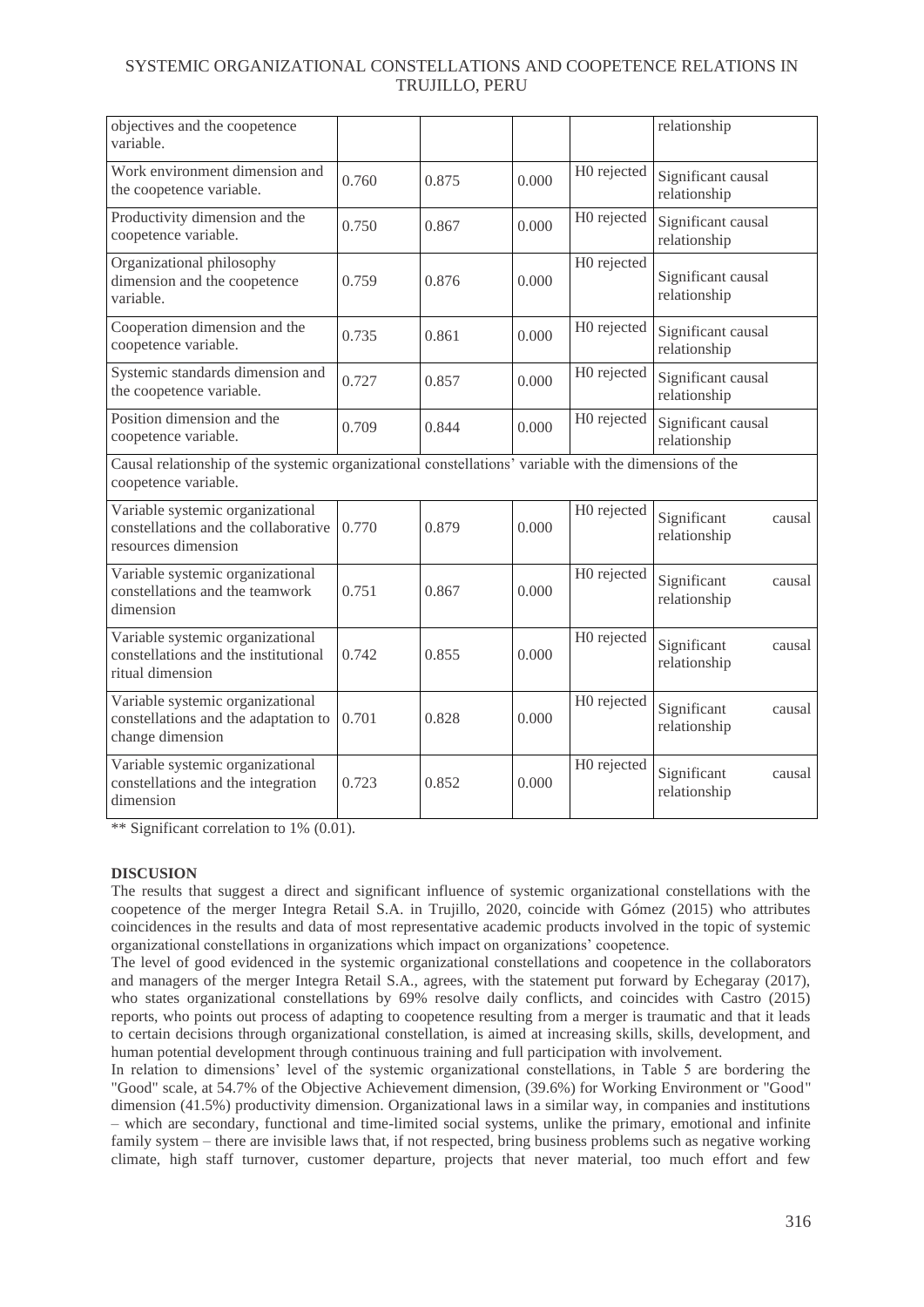| | | | | | |
|---|---|---|---|---|---|
| objectives and the coopetence variable. | | | | | relationship |
| Work environment dimension and the coopetence variable. | 0.760 | 0.875 | 0.000 | H0 rejected | Significant causal relationship |
| Productivity dimension and the coopetence variable. | 0.750 | 0.867 | 0.000 | H0 rejected | Significant causal relationship |
| Organizational philosophy dimension and the coopetence variable. | 0.759 | 0.876 | 0.000 | H0 rejected | Significant causal relationship |
| Cooperation dimension and the coopetence variable. | 0.735 | 0.861 | 0.000 | H0 rejected | Significant causal relationship |
| Systemic standards dimension and the coopetence variable. | 0.727 | 0.857 | 0.000 | H0 rejected | Significant causal relationship |
| Position dimension and the coopetence variable. | 0.709 | 0.844 | 0.000 | H0 rejected | Significant causal relationship |
| Causal relationship of the systemic organizational constellations' variable with the dimensions of the coopetence variable. | | | | | |
| Variable systemic organizational constellations and the collaborative resources dimension | 0.770 | 0.879 | 0.000 | H0 rejected | Significant causal relationship |
| Variable systemic organizational constellations and the teamwork dimension | 0.751 | 0.867 | 0.000 | H0 rejected | Significant causal relationship |
| Variable systemic organizational constellations and the institutional ritual dimension | 0.742 | 0.855 | 0.000 | H0 rejected | Significant causal relationship |
| Variable systemic organizational constellations and the adaptation to change dimension | 0.701 | 0.828 | 0.000 | H0 rejected | Significant causal relationship |
| Variable systemic organizational constellations and the integration dimension | 0.723 | 0.852 | 0.000 | H0 rejected | Significant causal relationship |

** Significant correlation to 1% (0.01).

**DISCUSION**

The results that suggest a direct and significant influence of systemic organizational constellations with the coopetence of the merger Integra Retail S.A. in Trujillo, 2020, coincide with Gómez (2015) who attributes coincidences in the results and data of most representative academic products involved in the topic of systemic organizational constellations in organizations which impact on organizations' coopetence.

The level of good evidenced in the systemic organizational constellations and coopetence in the collaborators and managers of the merger Integra Retail S.A., agrees, with the statement put forward by Echegaray (2017), who states organizational constellations by 69% resolve daily conflicts, and coincides with Castro (2015) reports, who points out process of adapting to coopetence resulting from a merger is traumatic and that it leads to certain decisions through organizational constellation, is aimed at increasing skills, skills, development, and human potential development through continuous training and full participation with involvement.

In relation to dimensions' level of the systemic organizational constellations, in Table 5 are bordering the "Good" scale, at 54.7% of the Objective Achievement dimension, (39.6%) for Working Environment or "Good" dimension (41.5%) productivity dimension. Organizational laws in a similar way, in companies and institutions – which are secondary, functional and time-limited social systems, unlike the primary, emotional and infinite family system – there are invisible laws that, if not respected, bring business problems such as negative working climate, high staff turnover, customer departure, projects that never material, too much effort and few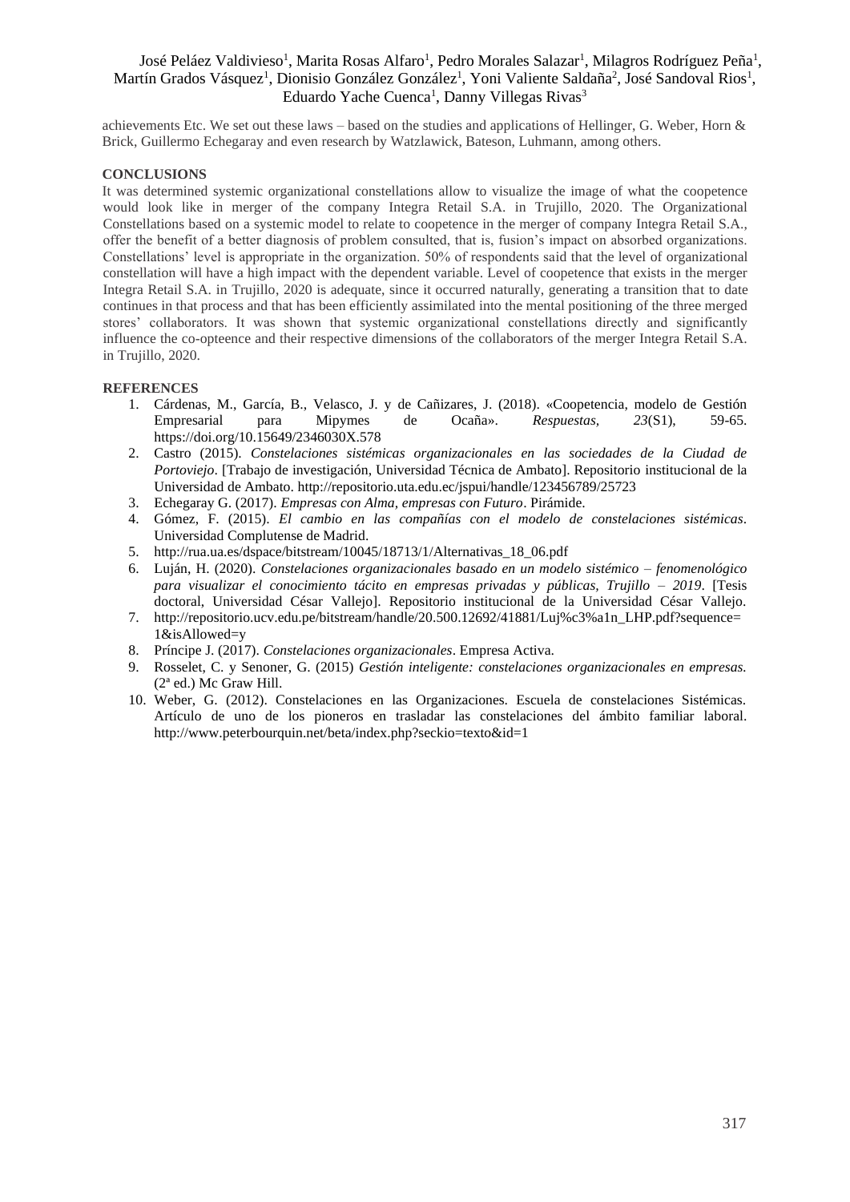achievements Etc. We set out these laws – based on the studies and applications of Hellinger, G. Weber, Horn & Brick, Guillermo Echegaray and even research by Watzlawick, Bateson, Luhmann, among others.

## CONCLUSIONS

It was determined systemic organizational constellations allow to visualize the image of what the coopetence would look like in merger of the company Integra Retail S.A. in Trujillo, 2020. The Organizational Constellations based on a systemic model to relate to coopetence in the merger of company Integra Retail S.A., offer the benefit of a better diagnosis of problem consulted, that is, fusion's impact on absorbed organizations. Constellations' level is appropriate in the organization. 50% of respondents said that the level of organizational constellation will have a high impact with the dependent variable. Level of coopetence that exists in the merger Integra Retail S.A. in Trujillo, 2020 is adequate, since it occurred naturally, generating a transition that to date continues in that process and that has been efficiently assimilated into the mental positioning of the three merged stores' collaborators. It was shown that systemic organizational constellations directly and significantly influence the co-opteence and their respective dimensions of the collaborators of the merger Integra Retail S.A. in Trujillo, 2020.

## REFERENCES

1. Cárdenas, M., García, B., Velasco, J. y de Cañizares, J. (2018). «Coopetencia, modelo de Gestión Empresarial para Mipymes de Ocaña». *Respuestas, 23*(S1), 59-65. https://doi.org/10.15649/2346030X.578
2. Castro (2015). *Constelaciones sistémicas organizacionales en las sociedades de la Ciudad de Portoviejo*. [Trabajo de investigación, Universidad Técnica de Ambato]. Repositorio institucional de la Universidad de Ambato. http://repositorio.uta.edu.ec/jspui/handle/123456789/25723
3. Echegaray G. (2017). *Empresas con Alma, empresas con Futuro*. Pirámide.
4. Gómez, F. (2015). *El cambio en las compañías con el modelo de constelaciones sistémicas*. Universidad Complutense de Madrid.
5. http://rua.ua.es/dspace/bitstream/10045/18713/1/Alternativas_18_06.pdf
6. Luján, H. (2020). *Constelaciones organizacionales basado en un modelo sistémico – fenomenológico para visualizar el conocimiento tácito en empresas privadas y públicas, Trujillo – 2019*. [Tesis doctoral, Universidad César Vallejo]. Repositorio institucional de la Universidad César Vallejo.
7. http://repositorio.ucv.edu.pe/bitstream/handle/20.500.12692/41881/Luj%c3%a1n_LHP.pdf?sequence=1&isAllowed=y
8. Príncipe J. (2017). *Constelaciones organizacionales*. Empresa Activa.
9. Rosselet, C. y Senoner, G. (2015) *Gestión inteligente: constelaciones organizacionales en empresas.* (2ª ed.) Mc Graw Hill.
10. Weber, G. (2012). Constelaciones en las Organizaciones. Escuela de constelaciones Sistémicas. Artículo de uno de los pioneros en trasladar las constelaciones del ámbito familiar laboral. http://www.peterbourquin.net/beta/index.php?seckio=texto&id=1